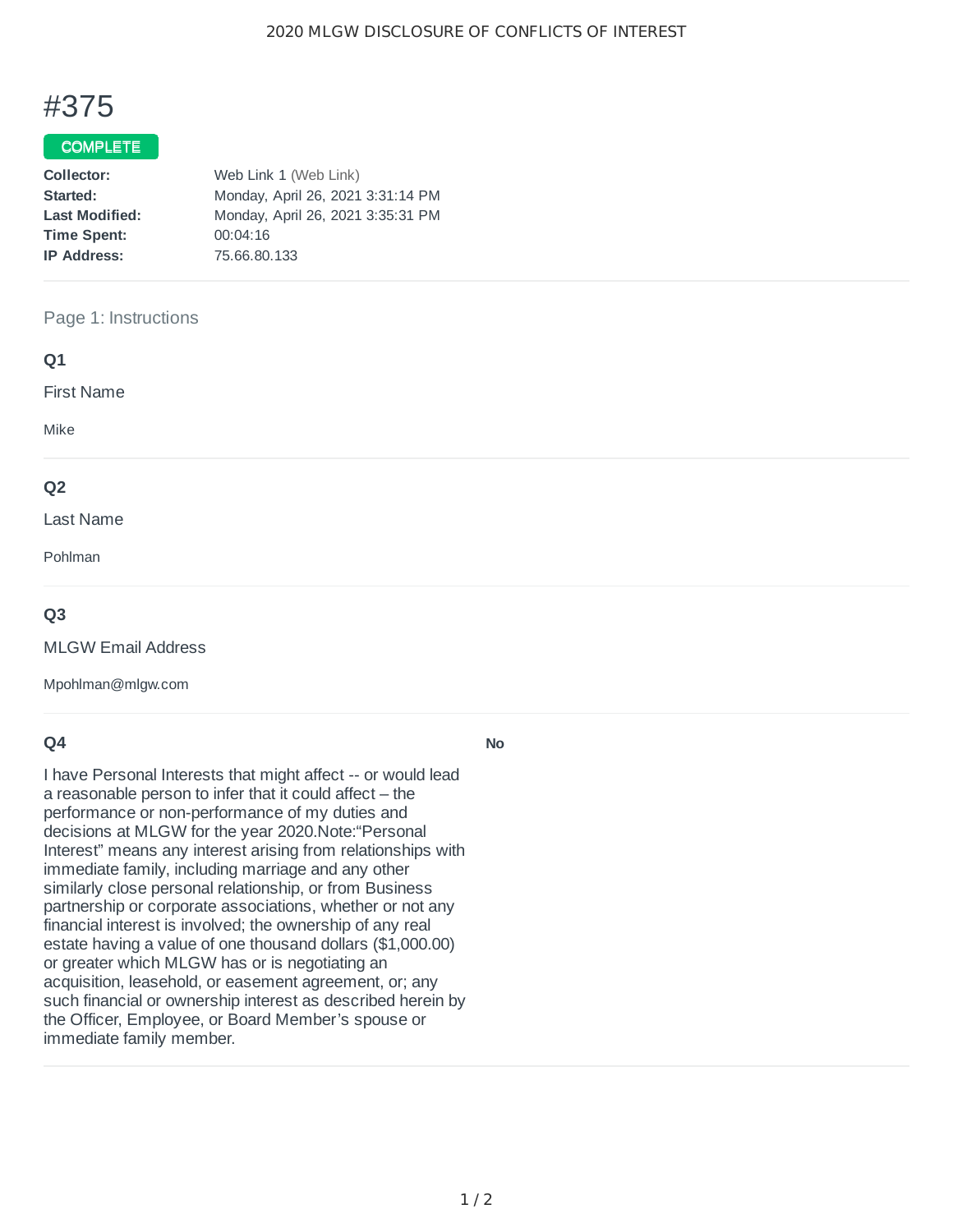# #375

**COMPLETE**

| | |
|---|---|
| **Collector:** | Web Link 1 (Web Link) |
| **Started:** | Monday, April 26, 2021 3:31:14 PM |
| **Last Modified:** | Monday, April 26, 2021 3:35:31 PM |
| **Time Spent:** | 00:04:16 |
| **IP Address:** | 75.66.80.133 |

## Page 1: Instructions

### Q1

First Name

Mike

### Q2

Last Name

Pohlman

### Q3

MLGW Email Address

Mpohlman@mlgw.com

### Q4

I have Personal Interests that might affect -- or would lead a reasonable person to infer that it could affect – the performance or non-performance of my duties and decisions at MLGW for the year 2020.Note:“Personal Interest” means any interest arising from relationships with immediate family, including marriage and any other similarly close personal relationship, or from Business partnership or corporate associations, whether or not any financial interest is involved; the ownership of any real estate having a value of one thousand dollars ($1,000.00) or greater which MLGW has or is negotiating an acquisition, leasehold, or easement agreement, or; any such financial or ownership interest as described herein by the Officer, Employee, or Board Member’s spouse or immediate family member.

**No**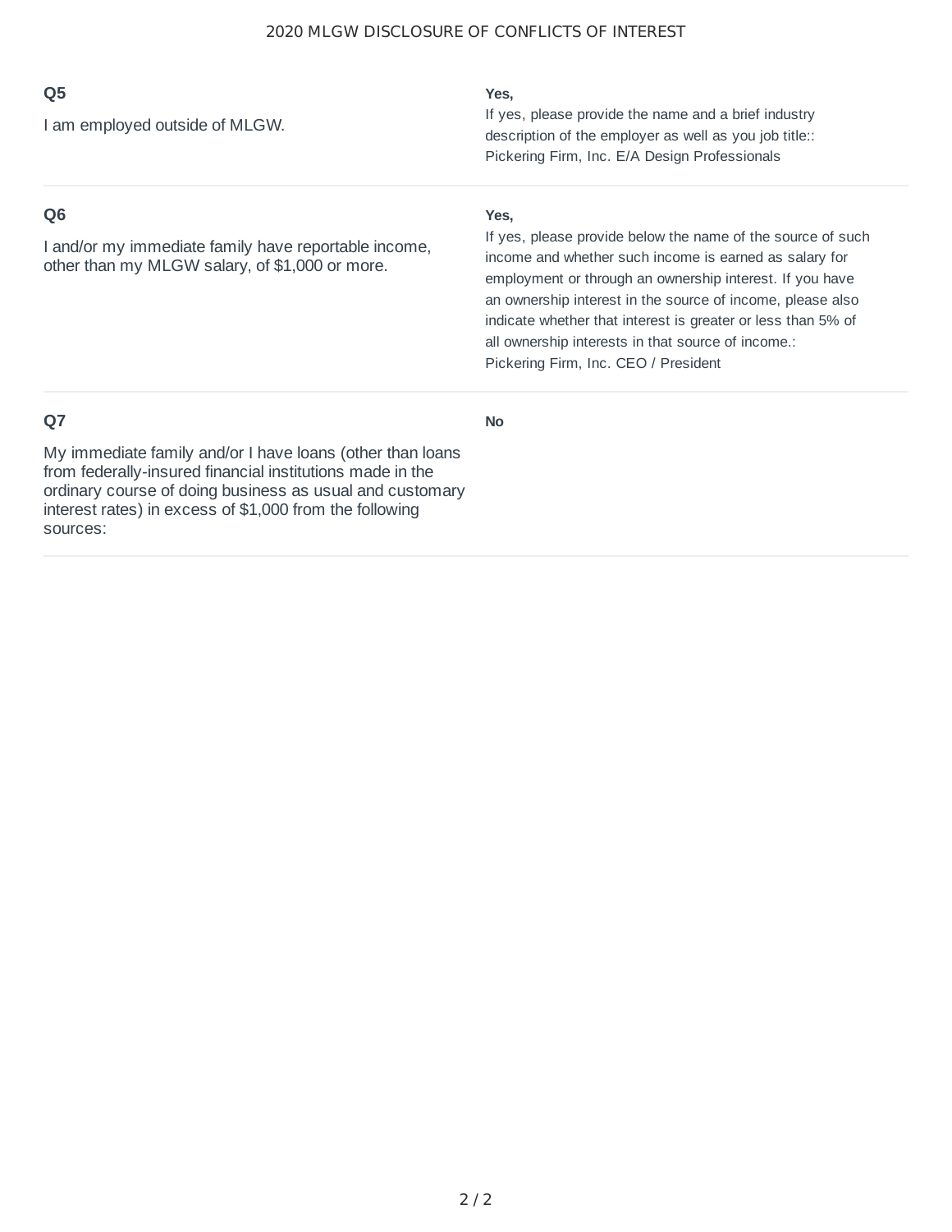### Q5

I am employed outside of MLGW.

**Yes,**

If yes, please provide the name and a brief industry description of the employer as well as you job title::
Pickering Firm, Inc. E/A Design Professionals

### Q6

I and/or my immediate family have reportable income, other than my MLGW salary, of $1,000 or more.

**Yes,**

If yes, please provide below the name of the source of such income and whether such income is earned as salary for employment or through an ownership interest. If you have an ownership interest in the source of income, please also indicate whether that interest is greater or less than 5% of all ownership interests in that source of income.:
Pickering Firm, Inc. CEO / President

### Q7

My immediate family and/or I have loans (other than loans from federally-insured financial institutions made in the ordinary course of doing business as usual and customary interest rates) in excess of $1,000 from the following sources:

**No**